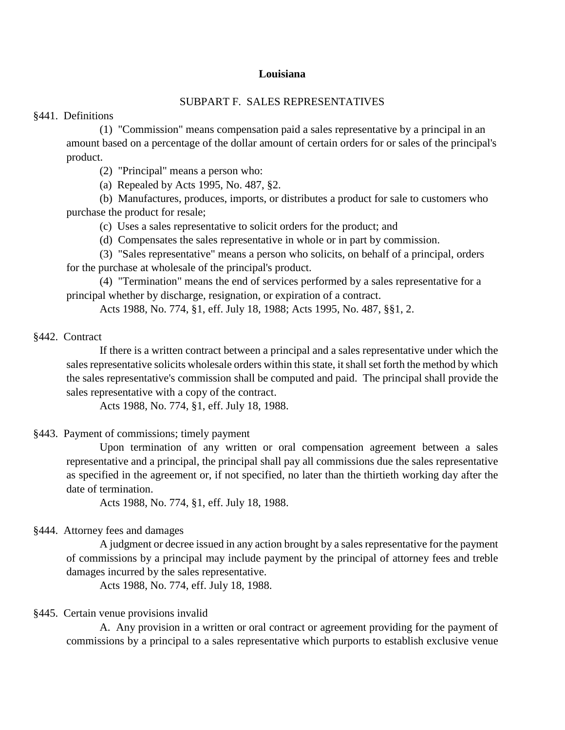# Louisiana

## SUBPART F. SALES REPRESENTATIVES

### §441. Definitions

(1) "Commission" means compensation paid a sales representative by a principal in an amount based on a percentage of the dollar amount of certain orders for or sales of the principal's product.

(2) "Principal" means a person who:

(a) Repealed by Acts 1995, No. 487, §2.

(b) Manufactures, produces, imports, or distributes a product for sale to customers who purchase the product for resale;

(c) Uses a sales representative to solicit orders for the product; and

(d) Compensates the sales representative in whole or in part by commission.

(3) "Sales representative" means a person who solicits, on behalf of a principal, orders for the purchase at wholesale of the principal's product.

(4) "Termination" means the end of services performed by a sales representative for a principal whether by discharge, resignation, or expiration of a contract.

Acts 1988, No. 774, §1, eff. July 18, 1988; Acts 1995, No. 487, §§1, 2.

### §442. Contract

If there is a written contract between a principal and a sales representative under which the sales representative solicits wholesale orders within this state, it shall set forth the method by which the sales representative's commission shall be computed and paid. The principal shall provide the sales representative with a copy of the contract.

Acts 1988, No. 774, §1, eff. July 18, 1988.

### §443. Payment of commissions; timely payment

Upon termination of any written or oral compensation agreement between a sales representative and a principal, the principal shall pay all commissions due the sales representative as specified in the agreement or, if not specified, no later than the thirtieth working day after the date of termination.

Acts 1988, No. 774, §1, eff. July 18, 1988.

### §444. Attorney fees and damages

A judgment or decree issued in any action brought by a sales representative for the payment of commissions by a principal may include payment by the principal of attorney fees and treble damages incurred by the sales representative.

Acts 1988, No. 774, eff. July 18, 1988.

### §445. Certain venue provisions invalid

A. Any provision in a written or oral contract or agreement providing for the payment of commissions by a principal to a sales representative which purports to establish exclusive venue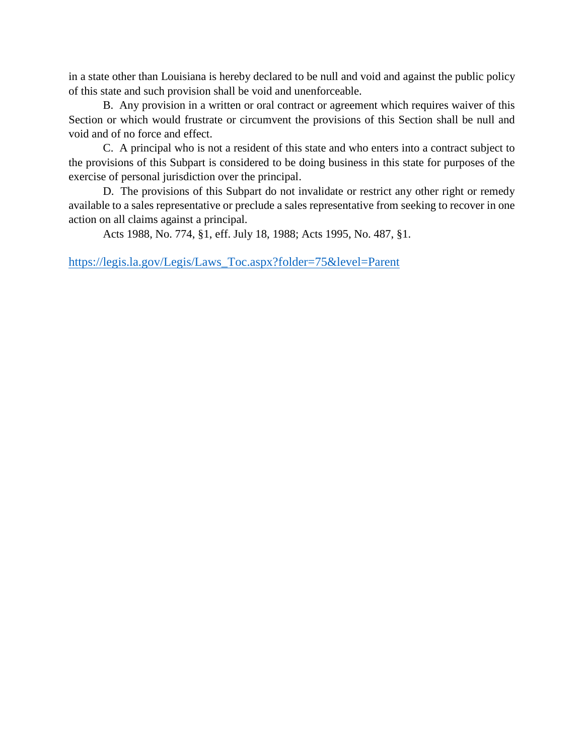in a state other than Louisiana is hereby declared to be null and void and against the public policy of this state and such provision shall be void and unenforceable.

B. Any provision in a written or oral contract or agreement which requires waiver of this Section or which would frustrate or circumvent the provisions of this Section shall be null and void and of no force and effect.

C. A principal who is not a resident of this state and who enters into a contract subject to the provisions of this Subpart is considered to be doing business in this state for purposes of the exercise of personal jurisdiction over the principal.

D. The provisions of this Subpart do not invalidate or restrict any other right or remedy available to a sales representative or preclude a sales representative from seeking to recover in one action on all claims against a principal.

Acts 1988, No. 774, §1, eff. July 18, 1988; Acts 1995, No. 487, §1.

https://legis.la.gov/Legis/Laws_Toc.aspx?folder=75&level=Parent